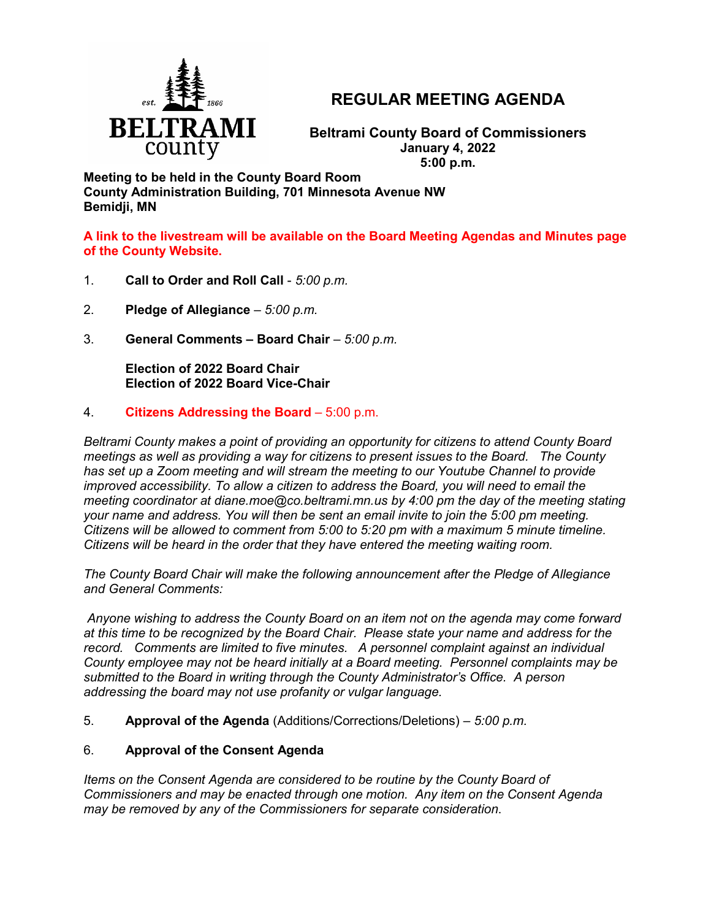BELTRAMI county
est. 1866

# REGULAR MEETING AGENDA

**Beltrami County Board of Commissioners**
**January 4, 2022**
**5:00 p.m.**

**Meeting to be held in the County Board Room**
**County Administration Building, 701 Minnesota Avenue NW**
**Bemidji, MN**

**A link to the livestream will be available on the Board Meeting Agendas and Minutes page of the County Website.**

1. **Call to Order and Roll Call** - *5:00 p.m.*

2. **Pledge of Allegiance** – *5:00 p.m.*

3. **General Comments – Board Chair** – *5:00 p.m.*

   **Election of 2022 Board Chair**
   **Election of 2022 Board Vice-Chair**

4. **Citizens Addressing the Board** – 5:00 p.m.

*Beltrami County makes a point of providing an opportunity for citizens to attend County Board meetings as well as providing a way for citizens to present issues to the Board. The County has set up a Zoom meeting and will stream the meeting to our Youtube Channel to provide improved accessibility. To allow a citizen to address the Board, you will need to email the meeting coordinator at diane.moe@co.beltrami.mn.us by 4:00 pm the day of the meeting stating your name and address. You will then be sent an email invite to join the 5:00 pm meeting. Citizens will be allowed to comment from 5:00 to 5:20 pm with a maximum 5 minute timeline. Citizens will be heard in the order that they have entered the meeting waiting room.*

*The County Board Chair will make the following announcement after the Pledge of Allegiance and General Comments:*

*Anyone wishing to address the County Board on an item not on the agenda may come forward at this time to be recognized by the Board Chair. Please state your name and address for the record. Comments are limited to five minutes. A personnel complaint against an individual County employee may not be heard initially at a Board meeting. Personnel complaints may be submitted to the Board in writing through the County Administrator's Office. A person addressing the board may not use profanity or vulgar language.*

5. **Approval of the Agenda** (Additions/Corrections/Deletions) – *5:00 p.m.*

6. **Approval of the Consent Agenda**

*Items on the Consent Agenda are considered to be routine by the County Board of Commissioners and may be enacted through one motion. Any item on the Consent Agenda may be removed by any of the Commissioners for separate consideration.*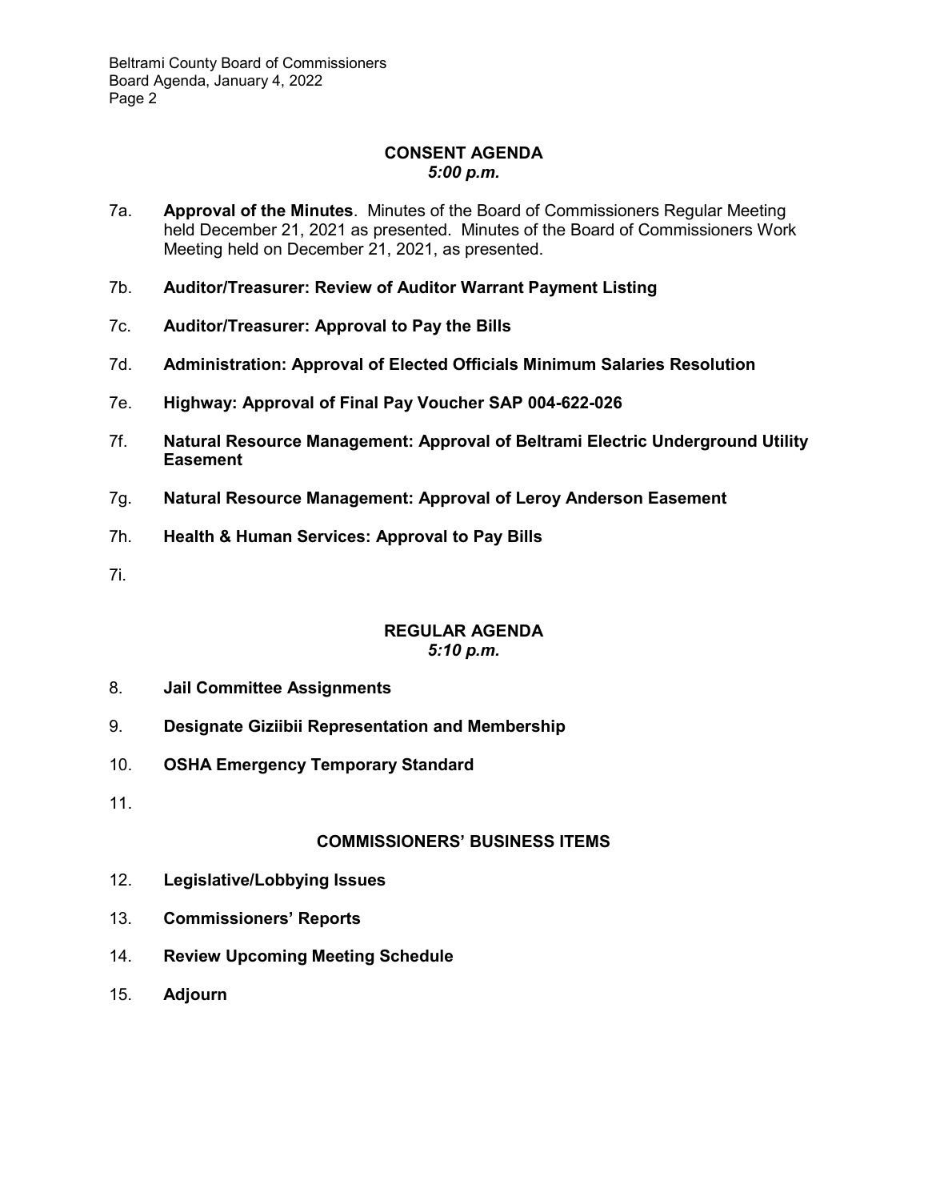## CONSENT AGENDA
*5:00 p.m.*

7a. **Approval of the Minutes**. Minutes of the Board of Commissioners Regular Meeting held December 21, 2021 as presented. Minutes of the Board of Commissioners Work Meeting held on December 21, 2021, as presented.

7b. **Auditor/Treasurer: Review of Auditor Warrant Payment Listing**

7c. **Auditor/Treasurer: Approval to Pay the Bills**

7d. **Administration: Approval of Elected Officials Minimum Salaries Resolution**

7e. **Highway: Approval of Final Pay Voucher SAP 004-622-026**

7f. **Natural Resource Management: Approval of Beltrami Electric Underground Utility Easement**

7g. **Natural Resource Management: Approval of Leroy Anderson Easement**

7h. **Health & Human Services: Approval to Pay Bills**

7i.

## REGULAR AGENDA
*5:10 p.m.*

8. **Jail Committee Assignments**

9. **Designate Giziibii Representation and Membership**

10. **OSHA Emergency Temporary Standard**

11.

## COMMISSIONERS' BUSINESS ITEMS

12. **Legislative/Lobbying Issues**

13. **Commissioners' Reports**

14. **Review Upcoming Meeting Schedule**

15. **Adjourn**